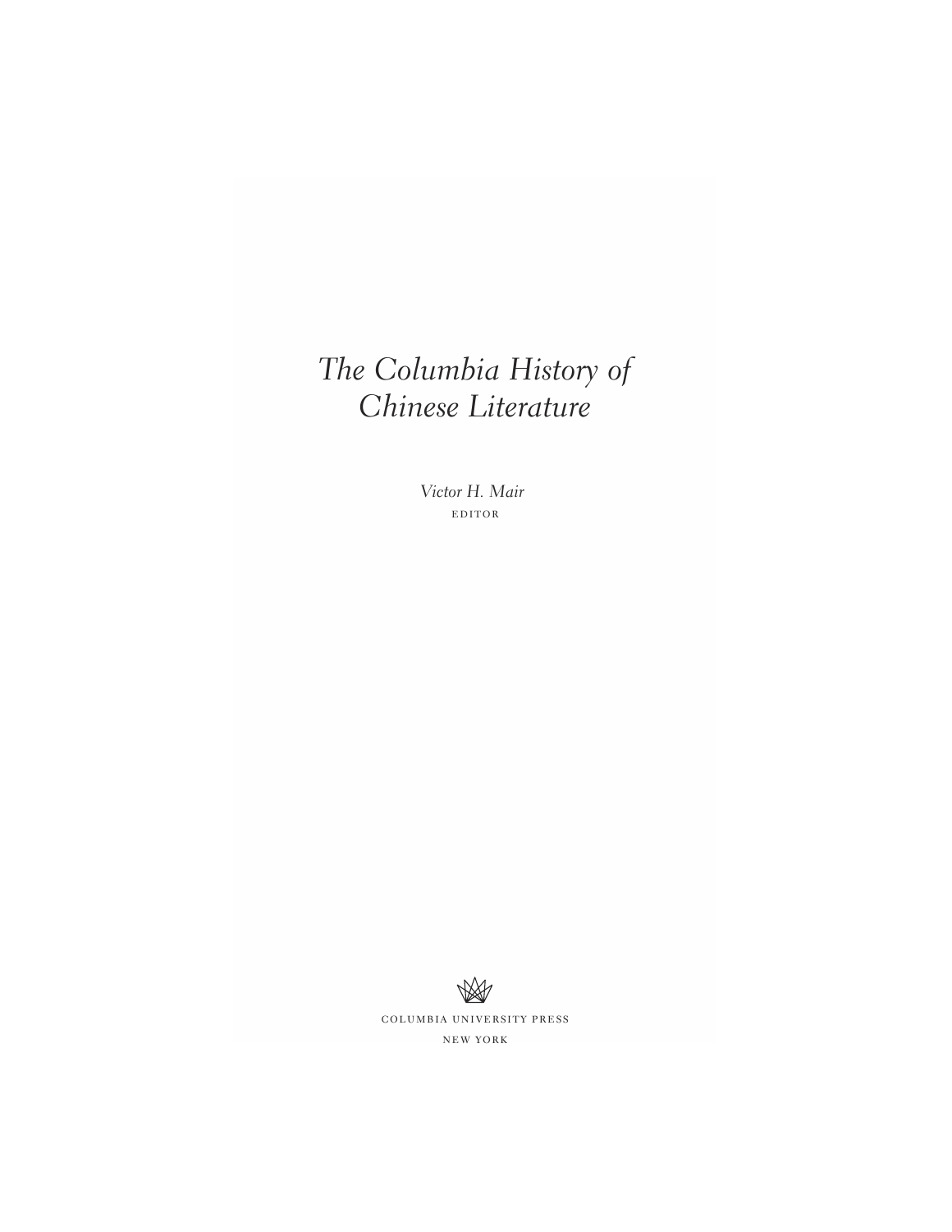# *The Columbia History of Chinese Literature*

*Victor H. Mair*

EDITOR

COLUMBIA UNIVERSITY PRESS

NEW YORK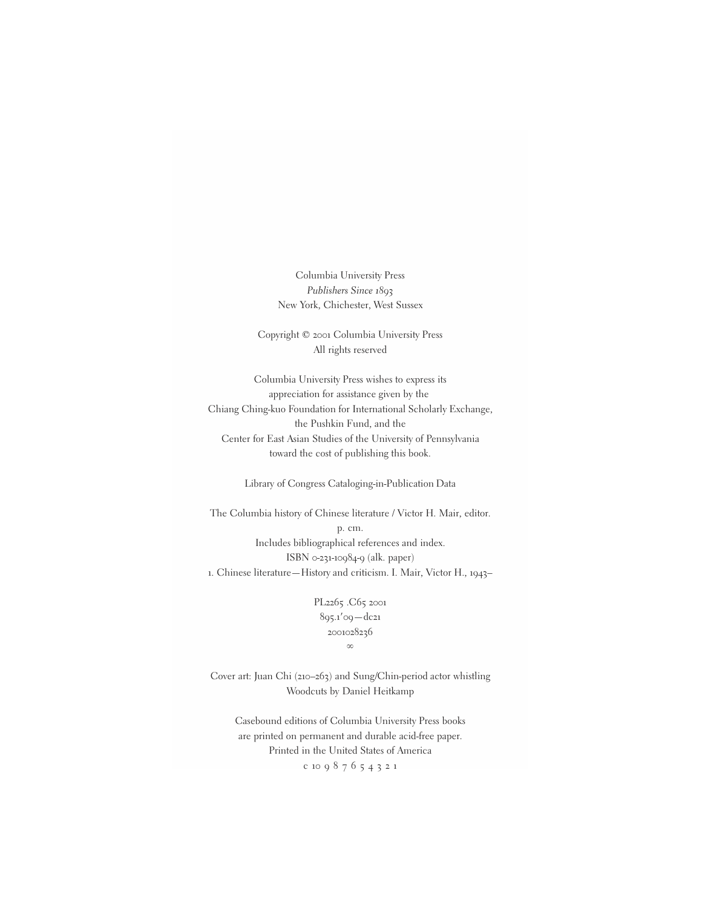Columbia University Press
*Publishers Since 1893*
New York, Chichester, West Sussex

Copyright © 2001 Columbia University Press
All rights reserved

Columbia University Press wishes to express its
appreciation for assistance given by the
Chiang Ching-kuo Foundation for International Scholarly Exchange,
the Pushkin Fund, and the
Center for East Asian Studies of the University of Pennsylvania
toward the cost of publishing this book.

Library of Congress Cataloging-in-Publication Data

The Columbia history of Chinese literature / Victor H. Mair, editor.
p. cm.
Includes bibliographical references and index.
ISBN 0-231-10984-9 (alk. paper)
1. Chinese literature—History and criticism. I. Mair, Victor H., 1943–

PL2265 .C65 2001
895.1′09—dc21
2001028236
∞

Cover art: Juan Chi (210–263) and Sung/Chin-period actor whistling
Woodcuts by Daniel Heitkamp

Casebound editions of Columbia University Press books
are printed on permanent and durable acid-free paper.
Printed in the United States of America
c 10 9 8 7 6 5 4 3 2 1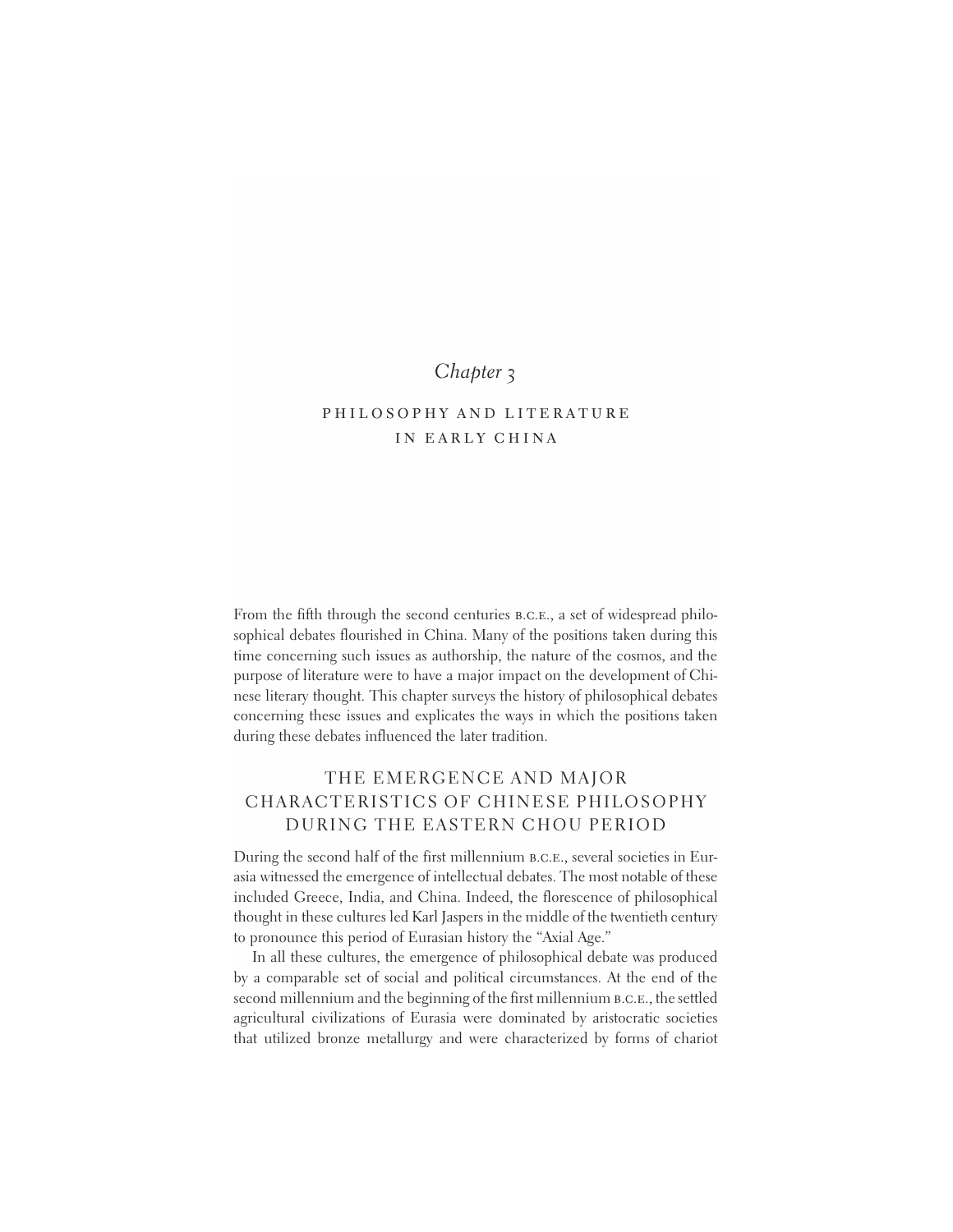*Chapter 3*

# PHILOSOPHY AND LITERATURE IN EARLY CHINA

From the fifth through the second centuries B.C.E., a set of widespread philosophical debates flourished in China. Many of the positions taken during this time concerning such issues as authorship, the nature of the cosmos, and the purpose of literature were to have a major impact on the development of Chinese literary thought. This chapter surveys the history of philosophical debates concerning these issues and explicates the ways in which the positions taken during these debates influenced the later tradition.

## THE EMERGENCE AND MAJOR CHARACTERISTICS OF CHINESE PHILOSOPHY DURING THE EASTERN CHOU PERIOD

During the second half of the first millennium B.C.E., several societies in Eurasia witnessed the emergence of intellectual debates. The most notable of these included Greece, India, and China. Indeed, the florescence of philosophical thought in these cultures led Karl Jaspers in the middle of the twentieth century to pronounce this period of Eurasian history the "Axial Age."

In all these cultures, the emergence of philosophical debate was produced by a comparable set of social and political circumstances. At the end of the second millennium and the beginning of the first millennium B.C.E., the settled agricultural civilizations of Eurasia were dominated by aristocratic societies that utilized bronze metallurgy and were characterized by forms of chariot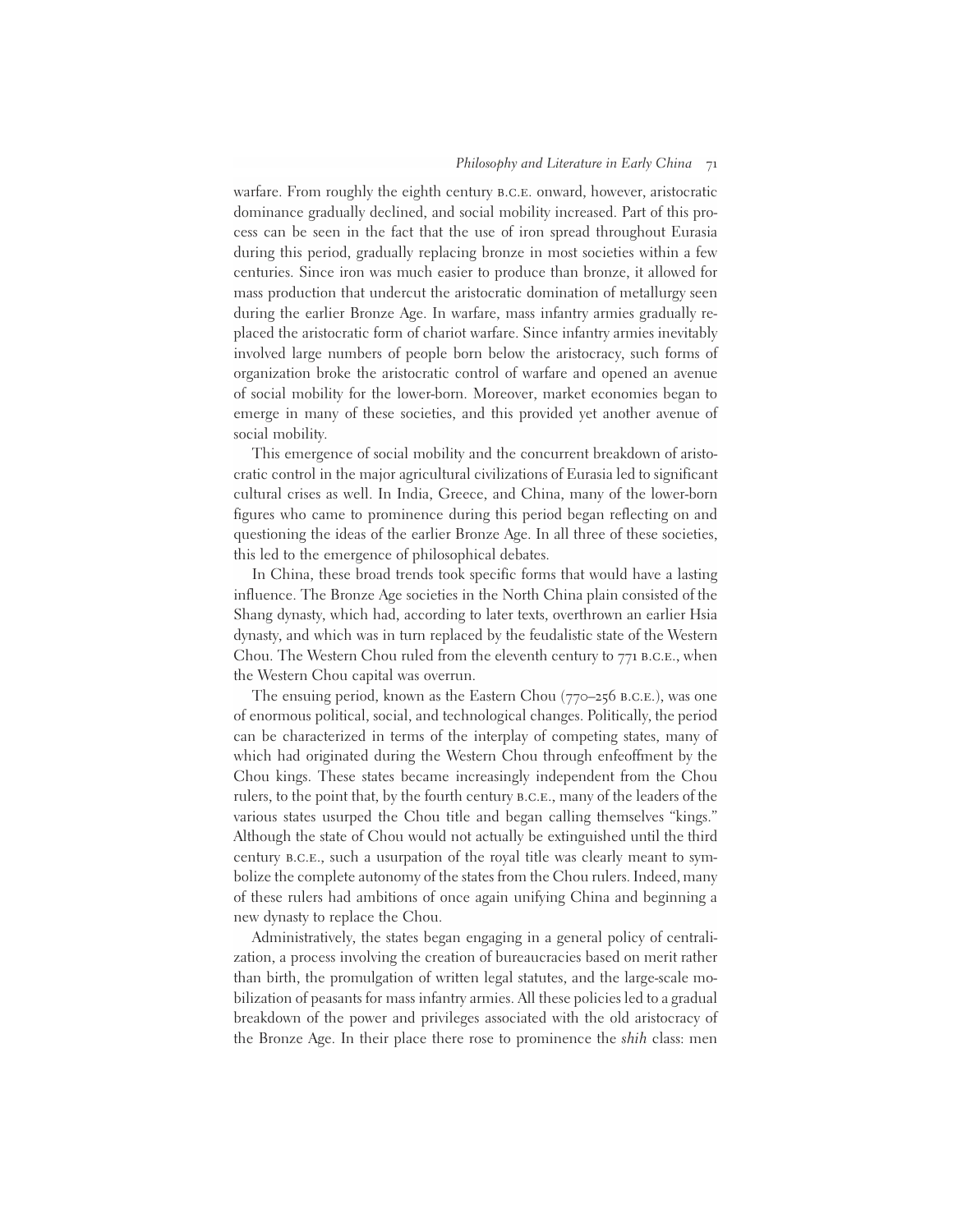warfare. From roughly the eighth century B.C.E. onward, however, aristocratic dominance gradually declined, and social mobility increased. Part of this process can be seen in the fact that the use of iron spread throughout Eurasia during this period, gradually replacing bronze in most societies within a few centuries. Since iron was much easier to produce than bronze, it allowed for mass production that undercut the aristocratic domination of metallurgy seen during the earlier Bronze Age. In warfare, mass infantry armies gradually replaced the aristocratic form of chariot warfare. Since infantry armies inevitably involved large numbers of people born below the aristocracy, such forms of organization broke the aristocratic control of warfare and opened an avenue of social mobility for the lower-born. Moreover, market economies began to emerge in many of these societies, and this provided yet another avenue of social mobility.

This emergence of social mobility and the concurrent breakdown of aristocratic control in the major agricultural civilizations of Eurasia led to significant cultural crises as well. In India, Greece, and China, many of the lower-born figures who came to prominence during this period began reflecting on and questioning the ideas of the earlier Bronze Age. In all three of these societies, this led to the emergence of philosophical debates.

In China, these broad trends took specific forms that would have a lasting influence. The Bronze Age societies in the North China plain consisted of the Shang dynasty, which had, according to later texts, overthrown an earlier Hsia dynasty, and which was in turn replaced by the feudalistic state of the Western Chou. The Western Chou ruled from the eleventh century to 771 B.C.E., when the Western Chou capital was overrun.

The ensuing period, known as the Eastern Chou (770–256 B.C.E.), was one of enormous political, social, and technological changes. Politically, the period can be characterized in terms of the interplay of competing states, many of which had originated during the Western Chou through enfeoffment by the Chou kings. These states became increasingly independent from the Chou rulers, to the point that, by the fourth century B.C.E., many of the leaders of the various states usurped the Chou title and began calling themselves "kings." Although the state of Chou would not actually be extinguished until the third century B.C.E., such a usurpation of the royal title was clearly meant to symbolize the complete autonomy of the states from the Chou rulers. Indeed, many of these rulers had ambitions of once again unifying China and beginning a new dynasty to replace the Chou.

Administratively, the states began engaging in a general policy of centralization, a process involving the creation of bureaucracies based on merit rather than birth, the promulgation of written legal statutes, and the large-scale mobilization of peasants for mass infantry armies. All these policies led to a gradual breakdown of the power and privileges associated with the old aristocracy of the Bronze Age. In their place there rose to prominence the *shih* class: men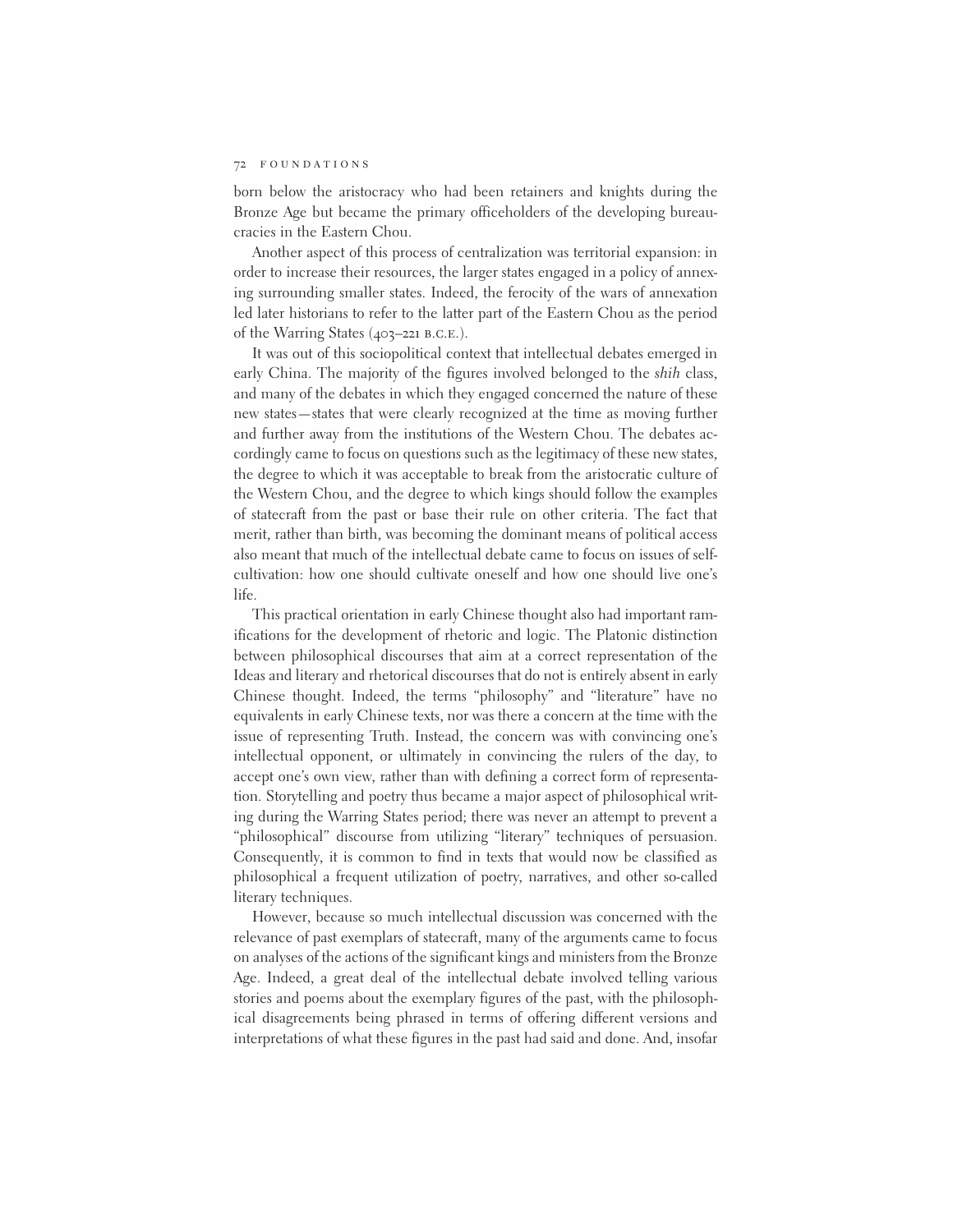born below the aristocracy who had been retainers and knights during the Bronze Age but became the primary officeholders of the developing bureaucracies in the Eastern Chou.

Another aspect of this process of centralization was territorial expansion: in order to increase their resources, the larger states engaged in a policy of annexing surrounding smaller states. Indeed, the ferocity of the wars of annexation led later historians to refer to the latter part of the Eastern Chou as the period of the Warring States (403–221 B.C.E.).

It was out of this sociopolitical context that intellectual debates emerged in early China. The majority of the figures involved belonged to the *shih* class, and many of the debates in which they engaged concerned the nature of these new states—states that were clearly recognized at the time as moving further and further away from the institutions of the Western Chou. The debates accordingly came to focus on questions such as the legitimacy of these new states, the degree to which it was acceptable to break from the aristocratic culture of the Western Chou, and the degree to which kings should follow the examples of statecraft from the past or base their rule on other criteria. The fact that merit, rather than birth, was becoming the dominant means of political access also meant that much of the intellectual debate came to focus on issues of self-cultivation: how one should cultivate oneself and how one should live one's life.

This practical orientation in early Chinese thought also had important ramifications for the development of rhetoric and logic. The Platonic distinction between philosophical discourses that aim at a correct representation of the Ideas and literary and rhetorical discourses that do not is entirely absent in early Chinese thought. Indeed, the terms "philosophy" and "literature" have no equivalents in early Chinese texts, nor was there a concern at the time with the issue of representing Truth. Instead, the concern was with convincing one's intellectual opponent, or ultimately in convincing the rulers of the day, to accept one's own view, rather than with defining a correct form of representation. Storytelling and poetry thus became a major aspect of philosophical writing during the Warring States period; there was never an attempt to prevent a "philosophical" discourse from utilizing "literary" techniques of persuasion. Consequently, it is common to find in texts that would now be classified as philosophical a frequent utilization of poetry, narratives, and other so-called literary techniques.

However, because so much intellectual discussion was concerned with the relevance of past exemplars of statecraft, many of the arguments came to focus on analyses of the actions of the significant kings and ministers from the Bronze Age. Indeed, a great deal of the intellectual debate involved telling various stories and poems about the exemplary figures of the past, with the philosophical disagreements being phrased in terms of offering different versions and interpretations of what these figures in the past had said and done. And, insofar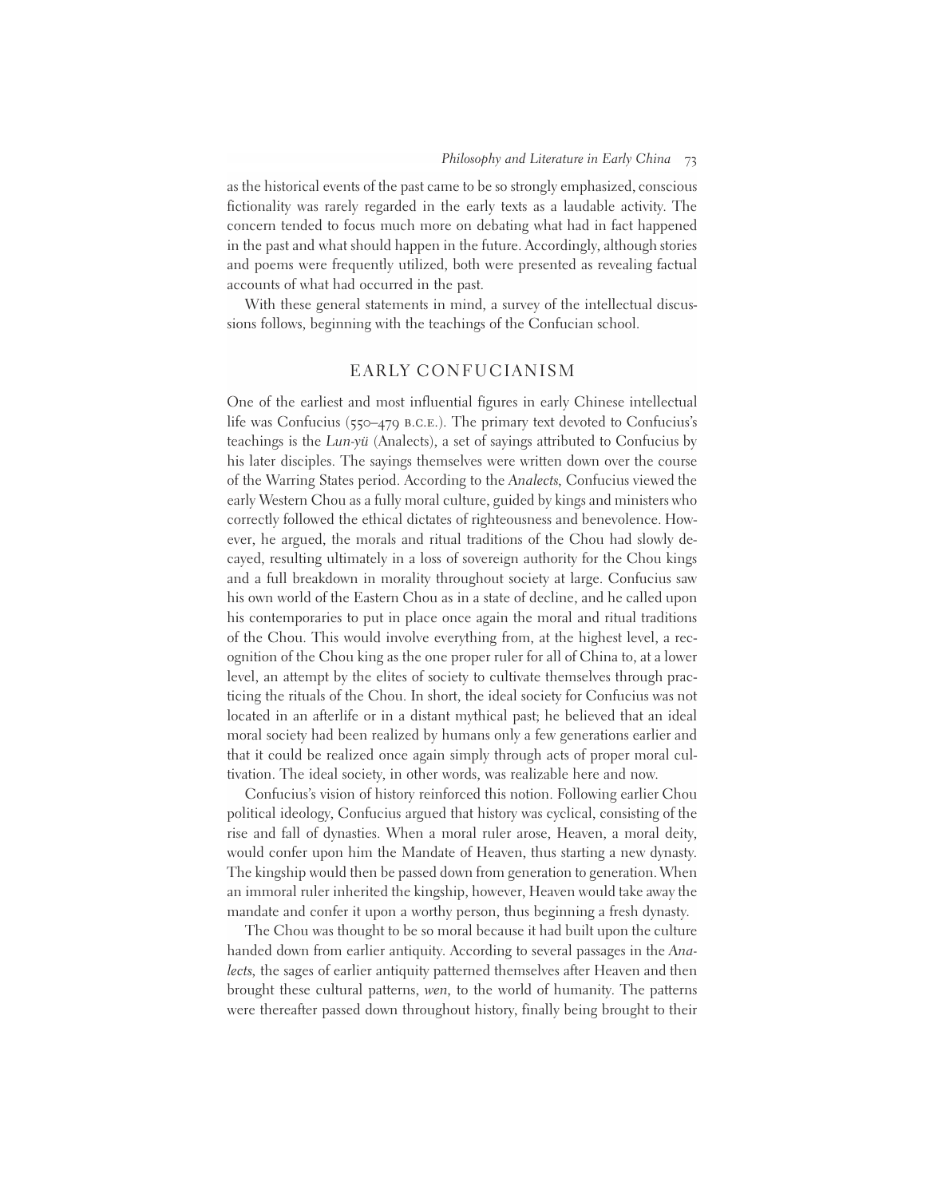as the historical events of the past came to be so strongly emphasized, conscious fictionality was rarely regarded in the early texts as a laudable activity. The concern tended to focus much more on debating what had in fact happened in the past and what should happen in the future. Accordingly, although stories and poems were frequently utilized, both were presented as revealing factual accounts of what had occurred in the past.

With these general statements in mind, a survey of the intellectual discussions follows, beginning with the teachings of the Confucian school.

## EARLY CONFUCIANISM

One of the earliest and most influential figures in early Chinese intellectual life was Confucius (550–479 B.C.E.). The primary text devoted to Confucius's teachings is the *Lun-yü* (Analects), a set of sayings attributed to Confucius by his later disciples. The sayings themselves were written down over the course of the Warring States period. According to the *Analects*, Confucius viewed the early Western Chou as a fully moral culture, guided by kings and ministers who correctly followed the ethical dictates of righteousness and benevolence. However, he argued, the morals and ritual traditions of the Chou had slowly decayed, resulting ultimately in a loss of sovereign authority for the Chou kings and a full breakdown in morality throughout society at large. Confucius saw his own world of the Eastern Chou as in a state of decline, and he called upon his contemporaries to put in place once again the moral and ritual traditions of the Chou. This would involve everything from, at the highest level, a recognition of the Chou king as the one proper ruler for all of China to, at a lower level, an attempt by the elites of society to cultivate themselves through practicing the rituals of the Chou. In short, the ideal society for Confucius was not located in an afterlife or in a distant mythical past; he believed that an ideal moral society had been realized by humans only a few generations earlier and that it could be realized once again simply through acts of proper moral cultivation. The ideal society, in other words, was realizable here and now.

Confucius's vision of history reinforced this notion. Following earlier Chou political ideology, Confucius argued that history was cyclical, consisting of the rise and fall of dynasties. When a moral ruler arose, Heaven, a moral deity, would confer upon him the Mandate of Heaven, thus starting a new dynasty. The kingship would then be passed down from generation to generation. When an immoral ruler inherited the kingship, however, Heaven would take away the mandate and confer it upon a worthy person, thus beginning a fresh dynasty.

The Chou was thought to be so moral because it had built upon the culture handed down from earlier antiquity. According to several passages in the *Analects*, the sages of earlier antiquity patterned themselves after Heaven and then brought these cultural patterns, *wen*, to the world of humanity. The patterns were thereafter passed down throughout history, finally being brought to their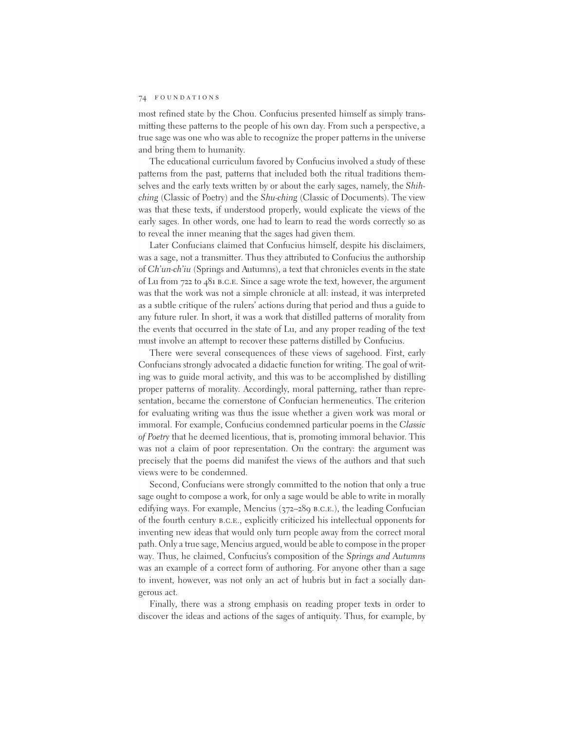most refined state by the Chou. Confucius presented himself as simply transmitting these patterns to the people of his own day. From such a perspective, a true sage was one who was able to recognize the proper patterns in the universe and bring them to humanity.

The educational curriculum favored by Confucius involved a study of these patterns from the past, patterns that included both the ritual traditions themselves and the early texts written by or about the early sages, namely, the *Shih-ching* (Classic of Poetry) and the *Shu-ching* (Classic of Documents). The view was that these texts, if understood properly, would explicate the views of the early sages. In other words, one had to learn to read the words correctly so as to reveal the inner meaning that the sages had given them.

Later Confucians claimed that Confucius himself, despite his disclaimers, was a sage, not a transmitter. Thus they attributed to Confucius the authorship of *Ch'un-ch'iu* (Springs and Autumns), a text that chronicles events in the state of Lu from 722 to 481 B.C.E. Since a sage wrote the text, however, the argument was that the work was not a simple chronicle at all: instead, it was interpreted as a subtle critique of the rulers' actions during that period and thus a guide to any future ruler. In short, it was a work that distilled patterns of morality from the events that occurred in the state of Lu, and any proper reading of the text must involve an attempt to recover these patterns distilled by Confucius.

There were several consequences of these views of sagehood. First, early Confucians strongly advocated a didactic function for writing. The goal of writing was to guide moral activity, and this was to be accomplished by distilling proper patterns of morality. Accordingly, moral patterning, rather than representation, became the cornerstone of Confucian hermeneutics. The criterion for evaluating writing was thus the issue whether a given work was moral or immoral. For example, Confucius condemned particular poems in the *Classic of Poetry* that he deemed licentious, that is, promoting immoral behavior. This was not a claim of poor representation. On the contrary: the argument was precisely that the poems did manifest the views of the authors and that such views were to be condemned.

Second, Confucians were strongly committed to the notion that only a true sage ought to compose a work, for only a sage would be able to write in morally edifying ways. For example, Mencius (372–289 B.C.E.), the leading Confucian of the fourth century B.C.E., explicitly criticized his intellectual opponents for inventing new ideas that would only turn people away from the correct moral path. Only a true sage, Mencius argued, would be able to compose in the proper way. Thus, he claimed, Confucius's composition of the *Springs and Autumns* was an example of a correct form of authoring. For anyone other than a sage to invent, however, was not only an act of hubris but in fact a socially dangerous act.

Finally, there was a strong emphasis on reading proper texts in order to discover the ideas and actions of the sages of antiquity. Thus, for example, by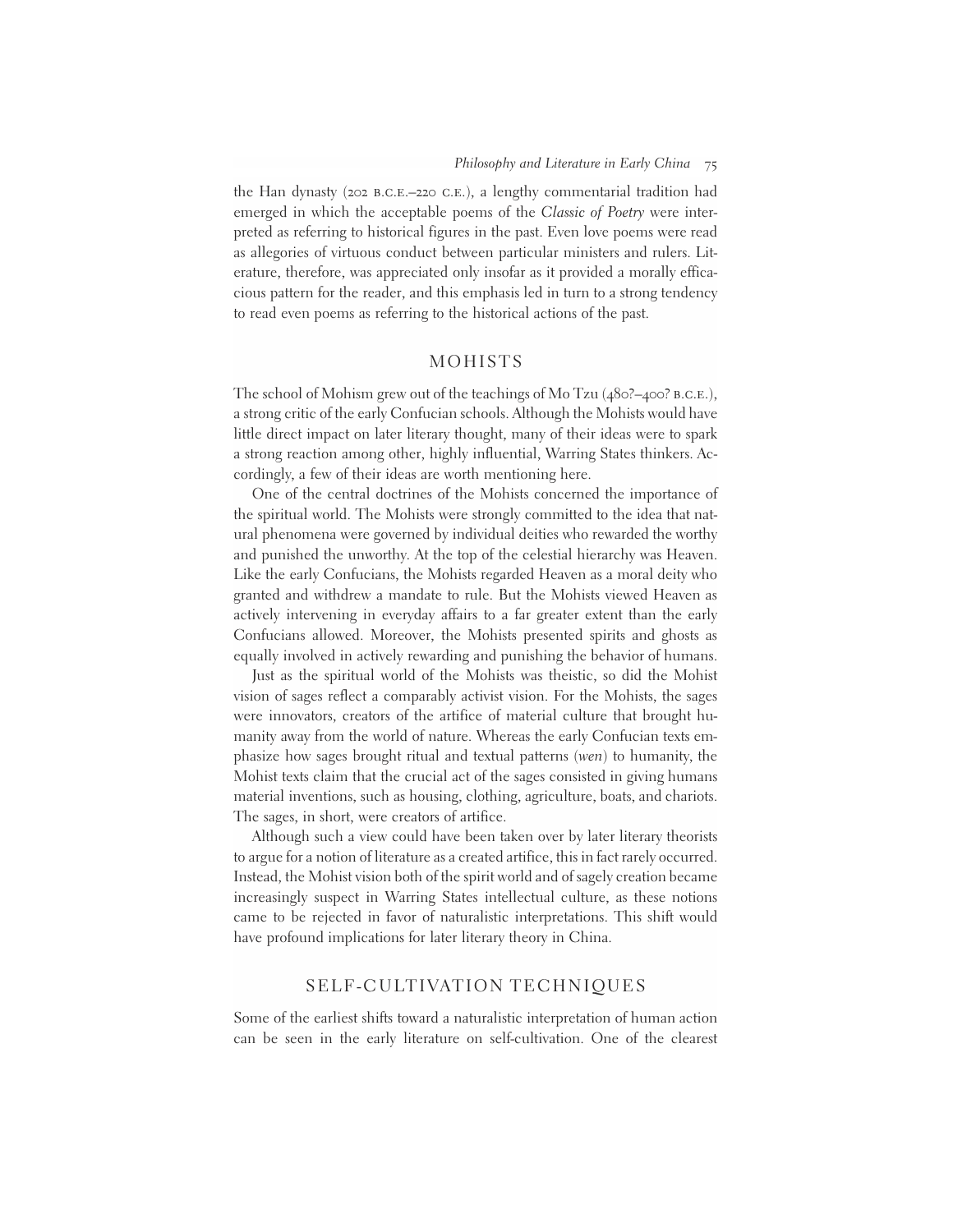the Han dynasty (202 B.C.E.–220 C.E.), a lengthy commentarial tradition had emerged in which the acceptable poems of the *Classic of Poetry* were interpreted as referring to historical figures in the past. Even love poems were read as allegories of virtuous conduct between particular ministers and rulers. Literature, therefore, was appreciated only insofar as it provided a morally efficacious pattern for the reader, and this emphasis led in turn to a strong tendency to read even poems as referring to the historical actions of the past.

## MOHISTS

The school of Mohism grew out of the teachings of Mo Tzu (480?–400? B.C.E.), a strong critic of the early Confucian schools. Although the Mohists would have little direct impact on later literary thought, many of their ideas were to spark a strong reaction among other, highly influential, Warring States thinkers. Accordingly, a few of their ideas are worth mentioning here.

One of the central doctrines of the Mohists concerned the importance of the spiritual world. The Mohists were strongly committed to the idea that natural phenomena were governed by individual deities who rewarded the worthy and punished the unworthy. At the top of the celestial hierarchy was Heaven. Like the early Confucians, the Mohists regarded Heaven as a moral deity who granted and withdrew a mandate to rule. But the Mohists viewed Heaven as actively intervening in everyday affairs to a far greater extent than the early Confucians allowed. Moreover, the Mohists presented spirits and ghosts as equally involved in actively rewarding and punishing the behavior of humans.

Just as the spiritual world of the Mohists was theistic, so did the Mohist vision of sages reflect a comparably activist vision. For the Mohists, the sages were innovators, creators of the artifice of material culture that brought humanity away from the world of nature. Whereas the early Confucian texts emphasize how sages brought ritual and textual patterns (*wen*) to humanity, the Mohist texts claim that the crucial act of the sages consisted in giving humans material inventions, such as housing, clothing, agriculture, boats, and chariots. The sages, in short, were creators of artifice.

Although such a view could have been taken over by later literary theorists to argue for a notion of literature as a created artifice, this in fact rarely occurred. Instead, the Mohist vision both of the spirit world and of sagely creation became increasingly suspect in Warring States intellectual culture, as these notions came to be rejected in favor of naturalistic interpretations. This shift would have profound implications for later literary theory in China.

## SELF-CULTIVATION TECHNIQUES

Some of the earliest shifts toward a naturalistic interpretation of human action can be seen in the early literature on self-cultivation. One of the clearest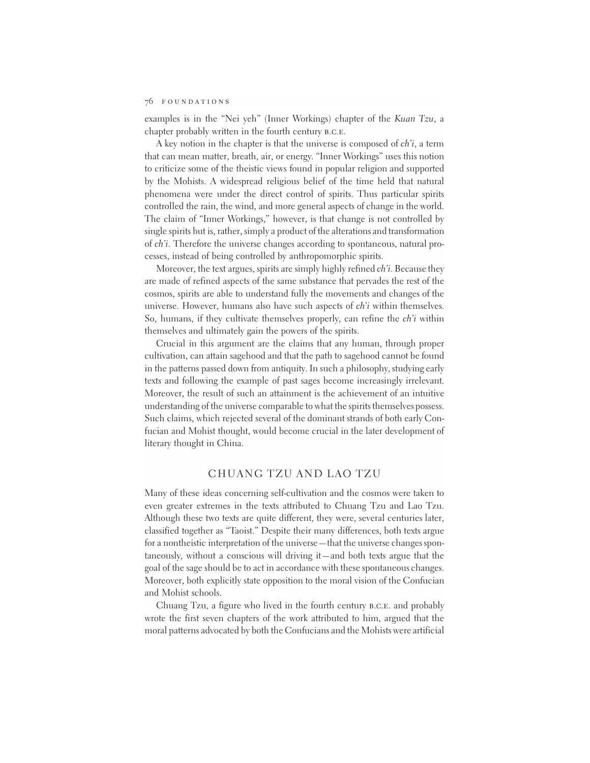examples is in the "Nei yeh" (Inner Workings) chapter of the *Kuan Tzu*, a chapter probably written in the fourth century B.C.E.

A key notion in the chapter is that the universe is composed of *ch'i*, a term that can mean matter, breath, air, or energy. "Inner Workings" uses this notion to criticize some of the theistic views found in popular religion and supported by the Mohists. A widespread religious belief of the time held that natural phenomena were under the direct control of spirits. Thus particular spirits controlled the rain, the wind, and more general aspects of change in the world. The claim of "Inner Workings," however, is that change is not controlled by single spirits but is, rather, simply a product of the alterations and transformation of *ch'i*. Therefore the universe changes according to spontaneous, natural processes, instead of being controlled by anthropomorphic spirits.

Moreover, the text argues, spirits are simply highly refined *ch'i*. Because they are made of refined aspects of the same substance that pervades the rest of the cosmos, spirits are able to understand fully the movements and changes of the universe. However, humans also have such aspects of *ch'i* within themselves. So, humans, if they cultivate themselves properly, can refine the *ch'i* within themselves and ultimately gain the powers of the spirits.

Crucial in this argument are the claims that any human, through proper cultivation, can attain sagehood and that the path to sagehood cannot be found in the patterns passed down from antiquity. In such a philosophy, studying early texts and following the example of past sages become increasingly irrelevant. Moreover, the result of such an attainment is the achievement of an intuitive understanding of the universe comparable to what the spirits themselves possess. Such claims, which rejected several of the dominant strands of both early Confucian and Mohist thought, would become crucial in the later development of literary thought in China.

## CHUANG TZU AND LAO TZU

Many of these ideas concerning self-cultivation and the cosmos were taken to even greater extremes in the texts attributed to Chuang Tzu and Lao Tzu. Although these two texts are quite different, they were, several centuries later, classified together as "Taoist." Despite their many differences, both texts argue for a nontheistic interpretation of the universe—that the universe changes spontaneously, without a conscious will driving it—and both texts argue that the goal of the sage should be to act in accordance with these spontaneous changes. Moreover, both explicitly state opposition to the moral vision of the Confucian and Mohist schools.

Chuang Tzu, a figure who lived in the fourth century B.C.E. and probably wrote the first seven chapters of the work attributed to him, argued that the moral patterns advocated by both the Confucians and the Mohists were artificial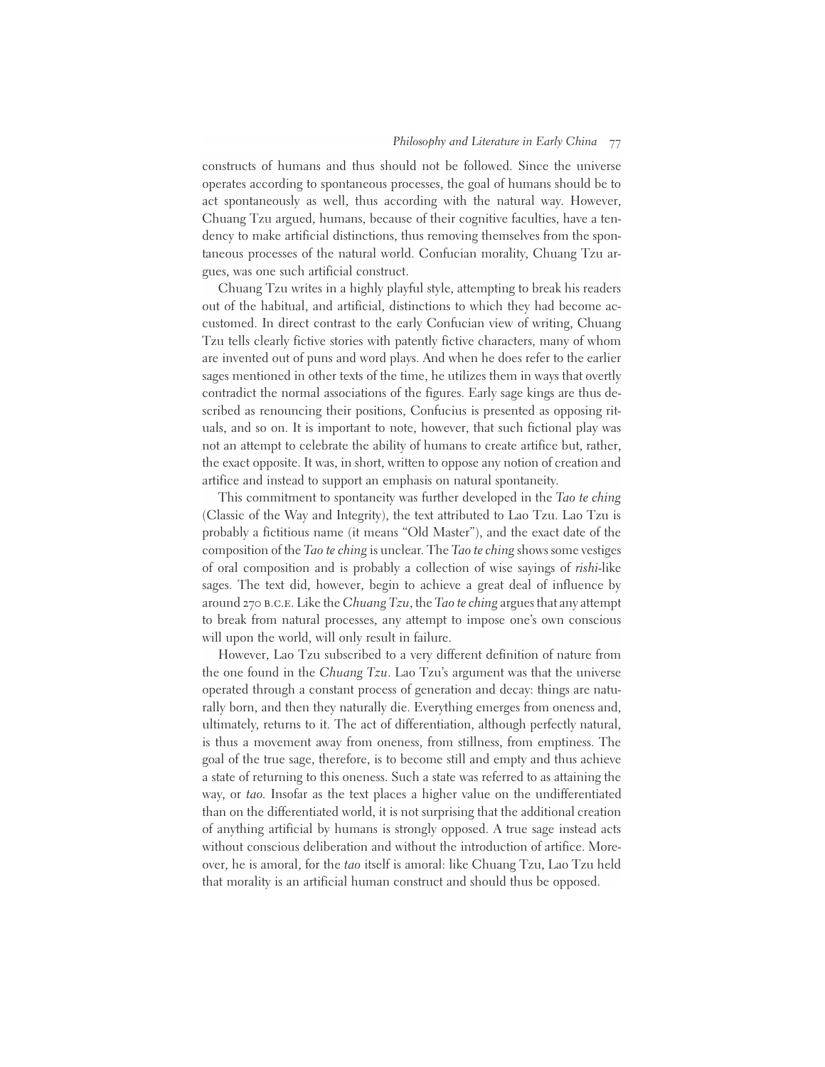constructs of humans and thus should not be followed. Since the universe operates according to spontaneous processes, the goal of humans should be to act spontaneously as well, thus according with the natural way. However, Chuang Tzu argued, humans, because of their cognitive faculties, have a tendency to make artificial distinctions, thus removing themselves from the spontaneous processes of the natural world. Confucian morality, Chuang Tzu argues, was one such artificial construct.

Chuang Tzu writes in a highly playful style, attempting to break his readers out of the habitual, and artificial, distinctions to which they had become accustomed. In direct contrast to the early Confucian view of writing, Chuang Tzu tells clearly fictive stories with patently fictive characters, many of whom are invented out of puns and word plays. And when he does refer to the earlier sages mentioned in other texts of the time, he utilizes them in ways that overtly contradict the normal associations of the figures. Early sage kings are thus described as renouncing their positions, Confucius is presented as opposing rituals, and so on. It is important to note, however, that such fictional play was not an attempt to celebrate the ability of humans to create artifice but, rather, the exact opposite. It was, in short, written to oppose any notion of creation and artifice and instead to support an emphasis on natural spontaneity.

This commitment to spontaneity was further developed in the *Tao te ching* (Classic of the Way and Integrity), the text attributed to Lao Tzu. Lao Tzu is probably a fictitious name (it means "Old Master"), and the exact date of the composition of the *Tao te ching* is unclear. The *Tao te ching* shows some vestiges of oral composition and is probably a collection of wise sayings of *rishi*-like sages. The text did, however, begin to achieve a great deal of influence by around 270 B.C.E. Like the *Chuang Tzu*, the *Tao te ching* argues that any attempt to break from natural processes, any attempt to impose one's own conscious will upon the world, will only result in failure.

However, Lao Tzu subscribed to a very different definition of nature from the one found in the *Chuang Tzu*. Lao Tzu's argument was that the universe operated through a constant process of generation and decay: things are naturally born, and then they naturally die. Everything emerges from oneness and, ultimately, returns to it. The act of differentiation, although perfectly natural, is thus a movement away from oneness, from stillness, from emptiness. The goal of the true sage, therefore, is to become still and empty and thus achieve a state of returning to this oneness. Such a state was referred to as attaining the way, or *tao*. Insofar as the text places a higher value on the undifferentiated than on the differentiated world, it is not surprising that the additional creation of anything artificial by humans is strongly opposed. A true sage instead acts without conscious deliberation and without the introduction of artifice. Moreover, he is amoral, for the *tao* itself is amoral: like Chuang Tzu, Lao Tzu held that morality is an artificial human construct and should thus be opposed.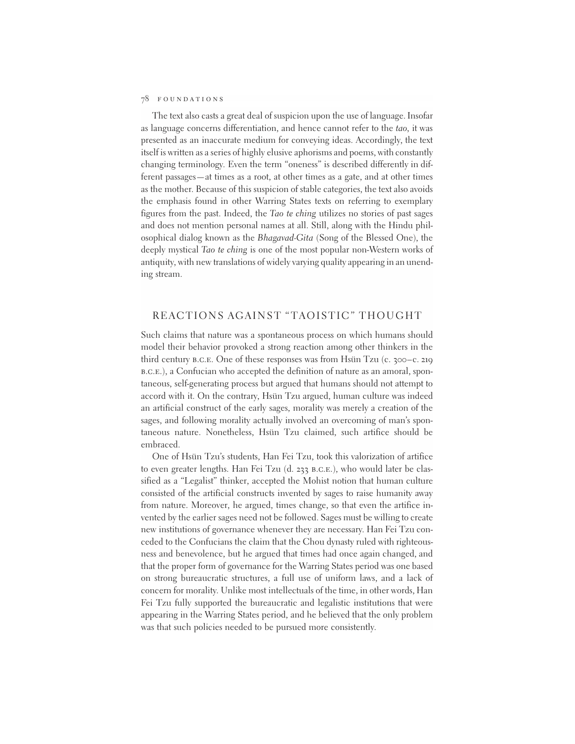The text also casts a great deal of suspicion upon the use of language. Insofar as language concerns differentiation, and hence cannot refer to the *tao*, it was presented as an inaccurate medium for conveying ideas. Accordingly, the text itself is written as a series of highly elusive aphorisms and poems, with constantly changing terminology. Even the term "oneness" is described differently in different passages—at times as a root, at other times as a gate, and at other times as the mother. Because of this suspicion of stable categories, the text also avoids the emphasis found in other Warring States texts on referring to exemplary figures from the past. Indeed, the *Tao te ching* utilizes no stories of past sages and does not mention personal names at all. Still, along with the Hindu philosophical dialog known as the *Bhagavad-Gita* (Song of the Blessed One), the deeply mystical *Tao te ching* is one of the most popular non-Western works of antiquity, with new translations of widely varying quality appearing in an unending stream.

## REACTIONS AGAINST "TAOISTIC" THOUGHT

Such claims that nature was a spontaneous process on which humans should model their behavior provoked a strong reaction among other thinkers in the third century B.C.E. One of these responses was from Hsün Tzu (c. 300–c. 219 B.C.E.), a Confucian who accepted the definition of nature as an amoral, spontaneous, self-generating process but argued that humans should not attempt to accord with it. On the contrary, Hsün Tzu argued, human culture was indeed an artificial construct of the early sages, morality was merely a creation of the sages, and following morality actually involved an overcoming of man's spontaneous nature. Nonetheless, Hsün Tzu claimed, such artifice should be embraced.

One of Hsün Tzu's students, Han Fei Tzu, took this valorization of artifice to even greater lengths. Han Fei Tzu (d. 233 B.C.E.), who would later be classified as a "Legalist" thinker, accepted the Mohist notion that human culture consisted of the artificial constructs invented by sages to raise humanity away from nature. Moreover, he argued, times change, so that even the artifice invented by the earlier sages need not be followed. Sages must be willing to create new institutions of governance whenever they are necessary. Han Fei Tzu conceded to the Confucians the claim that the Chou dynasty ruled with righteousness and benevolence, but he argued that times had once again changed, and that the proper form of governance for the Warring States period was one based on strong bureaucratic structures, a full use of uniform laws, and a lack of concern for morality. Unlike most intellectuals of the time, in other words, Han Fei Tzu fully supported the bureaucratic and legalistic institutions that were appearing in the Warring States period, and he believed that the only problem was that such policies needed to be pursued more consistently.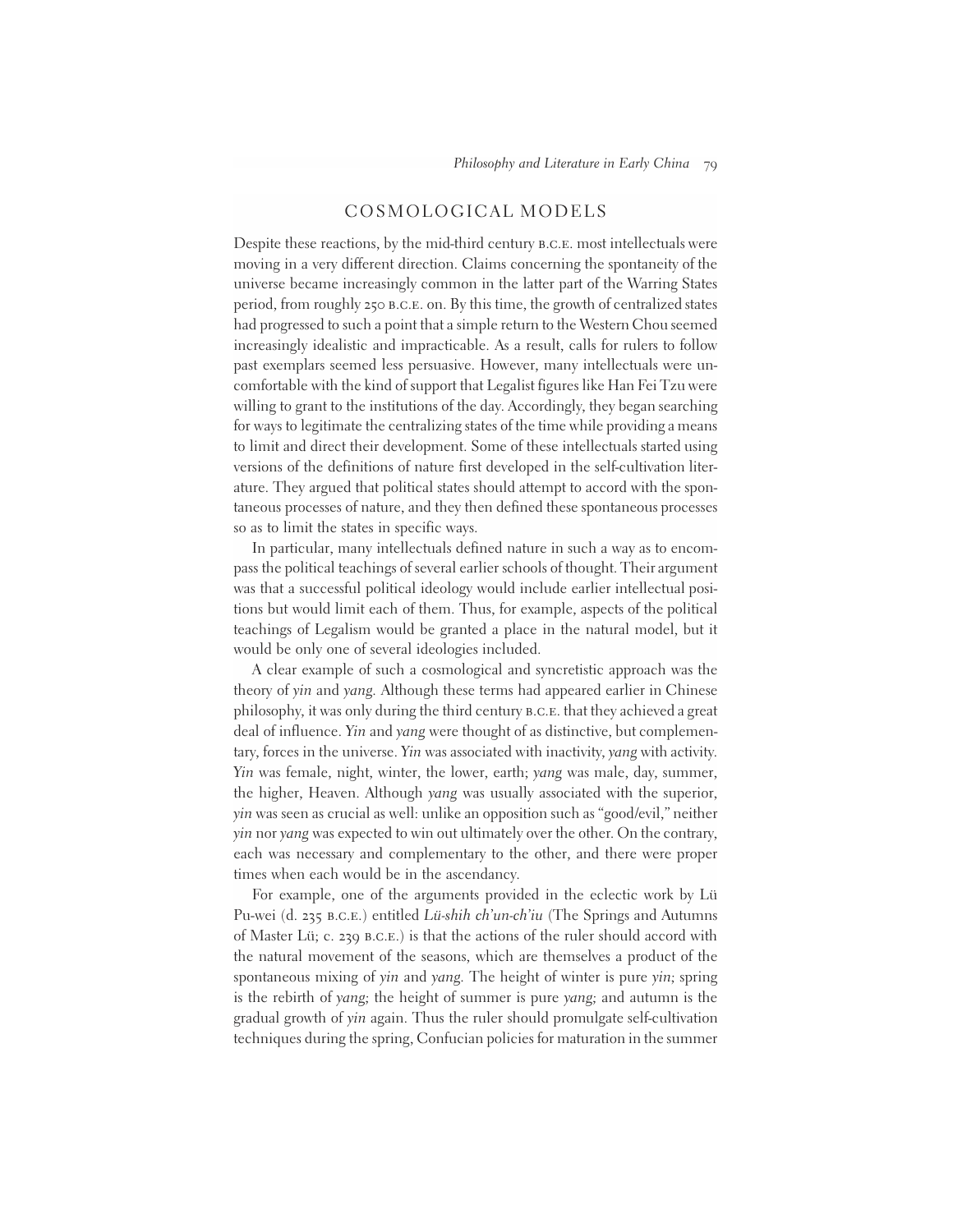## COSMOLOGICAL MODELS

Despite these reactions, by the mid-third century B.C.E. most intellectuals were moving in a very different direction. Claims concerning the spontaneity of the universe became increasingly common in the latter part of the Warring States period, from roughly 250 B.C.E. on. By this time, the growth of centralized states had progressed to such a point that a simple return to the Western Chou seemed increasingly idealistic and impracticable. As a result, calls for rulers to follow past exemplars seemed less persuasive. However, many intellectuals were uncomfortable with the kind of support that Legalist figures like Han Fei Tzu were willing to grant to the institutions of the day. Accordingly, they began searching for ways to legitimate the centralizing states of the time while providing a means to limit and direct their development. Some of these intellectuals started using versions of the definitions of nature first developed in the self-cultivation literature. They argued that political states should attempt to accord with the spontaneous processes of nature, and they then defined these spontaneous processes so as to limit the states in specific ways.

In particular, many intellectuals defined nature in such a way as to encompass the political teachings of several earlier schools of thought. Their argument was that a successful political ideology would include earlier intellectual positions but would limit each of them. Thus, for example, aspects of the political teachings of Legalism would be granted a place in the natural model, but it would be only one of several ideologies included.

A clear example of such a cosmological and syncretistic approach was the theory of *yin* and *yang*. Although these terms had appeared earlier in Chinese philosophy, it was only during the third century B.C.E. that they achieved a great deal of influence. *Yin* and *yang* were thought of as distinctive, but complementary, forces in the universe. *Yin* was associated with inactivity, *yang* with activity. *Yin* was female, night, winter, the lower, earth; *yang* was male, day, summer, the higher, Heaven. Although *yang* was usually associated with the superior, *yin* was seen as crucial as well: unlike an opposition such as "good/evil," neither *yin* nor *yang* was expected to win out ultimately over the other. On the contrary, each was necessary and complementary to the other, and there were proper times when each would be in the ascendancy.

For example, one of the arguments provided in the eclectic work by Lü Pu-wei (d. 235 B.C.E.) entitled *Lü-shih ch'un-ch'iu* (The Springs and Autumns of Master Lü; c. 239 B.C.E.) is that the actions of the ruler should accord with the natural movement of the seasons, which are themselves a product of the spontaneous mixing of *yin* and *yang*. The height of winter is pure *yin*; spring is the rebirth of *yang*; the height of summer is pure *yang*; and autumn is the gradual growth of *yin* again. Thus the ruler should promulgate self-cultivation techniques during the spring, Confucian policies for maturation in the summer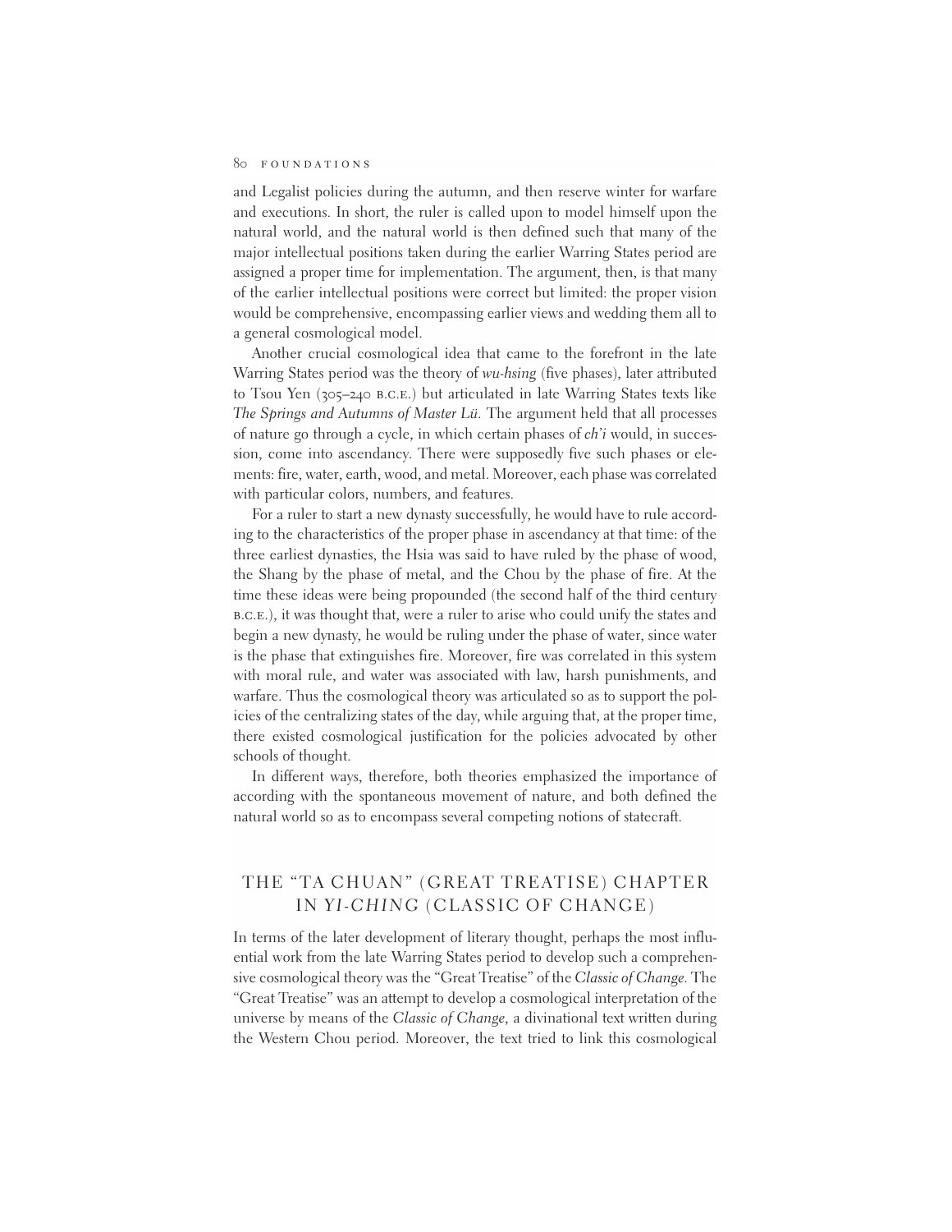and Legalist policies during the autumn, and then reserve winter for warfare and executions. In short, the ruler is called upon to model himself upon the natural world, and the natural world is then defined such that many of the major intellectual positions taken during the earlier Warring States period are assigned a proper time for implementation. The argument, then, is that many of the earlier intellectual positions were correct but limited: the proper vision would be comprehensive, encompassing earlier views and wedding them all to a general cosmological model.

Another crucial cosmological idea that came to the forefront in the late Warring States period was the theory of *wu-hsing* (five phases), later attributed to Tsou Yen (305–240 B.C.E.) but articulated in late Warring States texts like *The Springs and Autumns of Master Lü*. The argument held that all processes of nature go through a cycle, in which certain phases of *ch'i* would, in succession, come into ascendancy. There were supposedly five such phases or elements: fire, water, earth, wood, and metal. Moreover, each phase was correlated with particular colors, numbers, and features.

For a ruler to start a new dynasty successfully, he would have to rule according to the characteristics of the proper phase in ascendancy at that time: of the three earliest dynasties, the Hsia was said to have ruled by the phase of wood, the Shang by the phase of metal, and the Chou by the phase of fire. At the time these ideas were being propounded (the second half of the third century B.C.E.), it was thought that, were a ruler to arise who could unify the states and begin a new dynasty, he would be ruling under the phase of water, since water is the phase that extinguishes fire. Moreover, fire was correlated in this system with moral rule, and water was associated with law, harsh punishments, and warfare. Thus the cosmological theory was articulated so as to support the policies of the centralizing states of the day, while arguing that, at the proper time, there existed cosmological justification for the policies advocated by other schools of thought.

In different ways, therefore, both theories emphasized the importance of according with the spontaneous movement of nature, and both defined the natural world so as to encompass several competing notions of statecraft.

## THE "TA CHUAN" (GREAT TREATISE) CHAPTER IN *YI-CHING* (CLASSIC OF CHANGE)

In terms of the later development of literary thought, perhaps the most influential work from the late Warring States period to develop such a comprehensive cosmological theory was the "Great Treatise" of the *Classic of Change*. The "Great Treatise" was an attempt to develop a cosmological interpretation of the universe by means of the *Classic of Change*, a divinational text written during the Western Chou period. Moreover, the text tried to link this cosmological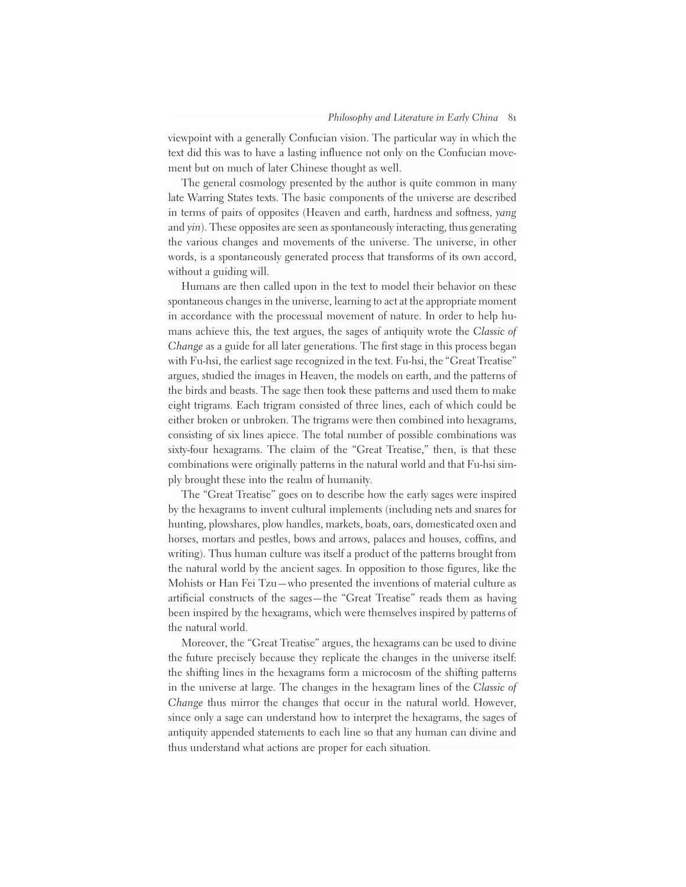viewpoint with a generally Confucian vision. The particular way in which the text did this was to have a lasting influence not only on the Confucian movement but on much of later Chinese thought as well.

The general cosmology presented by the author is quite common in many late Warring States texts. The basic components of the universe are described in terms of pairs of opposites (Heaven and earth, hardness and softness, *yang* and *yin*). These opposites are seen as spontaneously interacting, thus generating the various changes and movements of the universe. The universe, in other words, is a spontaneously generated process that transforms of its own accord, without a guiding will.

Humans are then called upon in the text to model their behavior on these spontaneous changes in the universe, learning to act at the appropriate moment in accordance with the processual movement of nature. In order to help humans achieve this, the text argues, the sages of antiquity wrote the *Classic of Change* as a guide for all later generations. The first stage in this process began with Fu-hsi, the earliest sage recognized in the text. Fu-hsi, the "Great Treatise" argues, studied the images in Heaven, the models on earth, and the patterns of the birds and beasts. The sage then took these patterns and used them to make eight trigrams. Each trigram consisted of three lines, each of which could be either broken or unbroken. The trigrams were then combined into hexagrams, consisting of six lines apiece. The total number of possible combinations was sixty-four hexagrams. The claim of the "Great Treatise," then, is that these combinations were originally patterns in the natural world and that Fu-hsi simply brought these into the realm of humanity.

The "Great Treatise" goes on to describe how the early sages were inspired by the hexagrams to invent cultural implements (including nets and snares for hunting, plowshares, plow handles, markets, boats, oars, domesticated oxen and horses, mortars and pestles, bows and arrows, palaces and houses, coffins, and writing). Thus human culture was itself a product of the patterns brought from the natural world by the ancient sages. In opposition to those figures, like the Mohists or Han Fei Tzu—who presented the inventions of material culture as artificial constructs of the sages—the "Great Treatise" reads them as having been inspired by the hexagrams, which were themselves inspired by patterns of the natural world.

Moreover, the "Great Treatise" argues, the hexagrams can be used to divine the future precisely because they replicate the changes in the universe itself: the shifting lines in the hexagrams form a microcosm of the shifting patterns in the universe at large. The changes in the hexagram lines of the *Classic of Change* thus mirror the changes that occur in the natural world. However, since only a sage can understand how to interpret the hexagrams, the sages of antiquity appended statements to each line so that any human can divine and thus understand what actions are proper for each situation.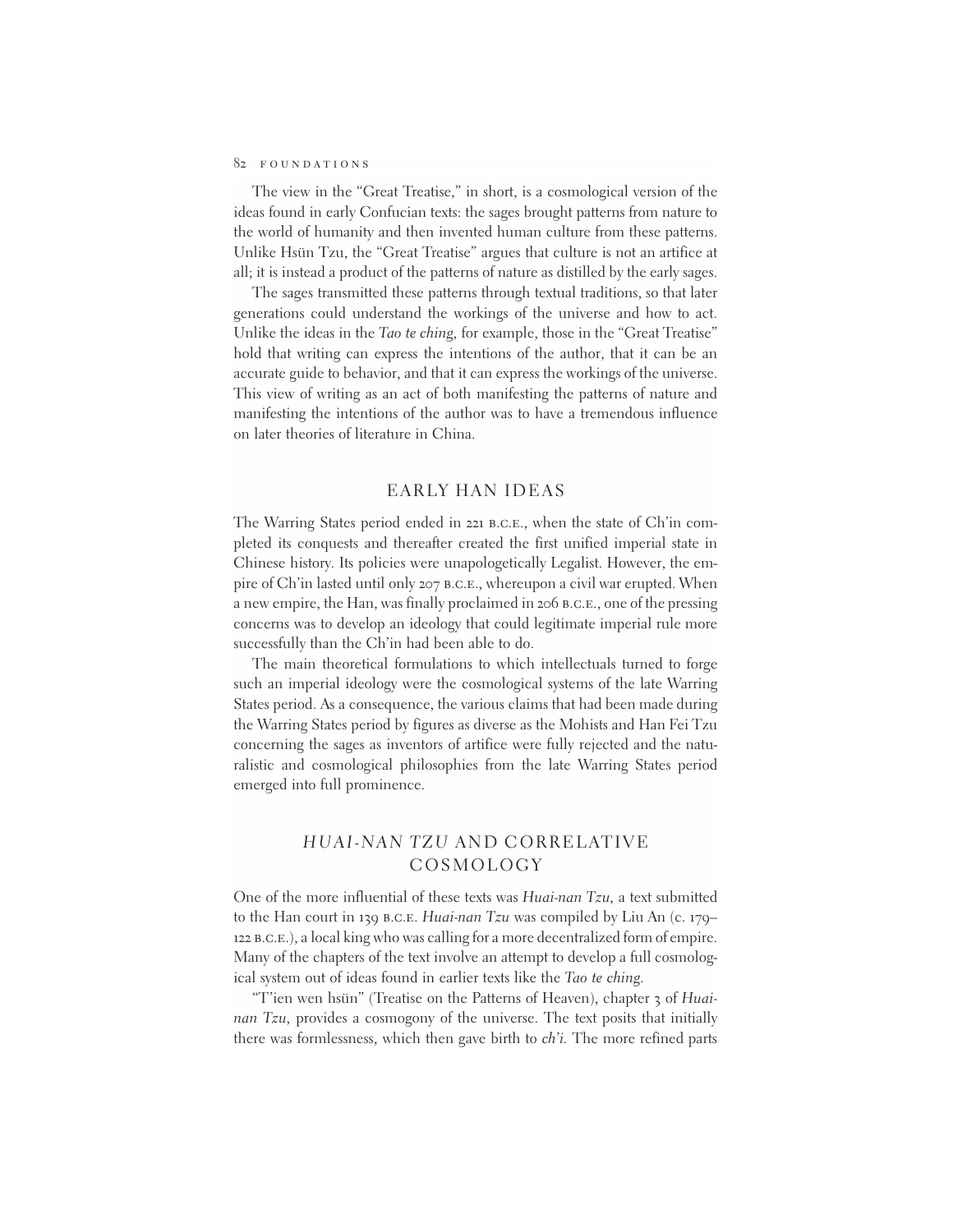The view in the "Great Treatise," in short, is a cosmological version of the ideas found in early Confucian texts: the sages brought patterns from nature to the world of humanity and then invented human culture from these patterns. Unlike Hsün Tzu, the "Great Treatise" argues that culture is not an artifice at all; it is instead a product of the patterns of nature as distilled by the early sages.

The sages transmitted these patterns through textual traditions, so that later generations could understand the workings of the universe and how to act. Unlike the ideas in the *Tao te ching,* for example, those in the "Great Treatise" hold that writing can express the intentions of the author, that it can be an accurate guide to behavior, and that it can express the workings of the universe. This view of writing as an act of both manifesting the patterns of nature and manifesting the intentions of the author was to have a tremendous influence on later theories of literature in China.

## EARLY HAN IDEAS

The Warring States period ended in 221 B.C.E., when the state of Ch'in completed its conquests and thereafter created the first unified imperial state in Chinese history. Its policies were unapologetically Legalist. However, the empire of Ch'in lasted until only 207 B.C.E., whereupon a civil war erupted. When a new empire, the Han, was finally proclaimed in 206 B.C.E., one of the pressing concerns was to develop an ideology that could legitimate imperial rule more successfully than the Ch'in had been able to do.

The main theoretical formulations to which intellectuals turned to forge such an imperial ideology were the cosmological systems of the late Warring States period. As a consequence, the various claims that had been made during the Warring States period by figures as diverse as the Mohists and Han Fei Tzu concerning the sages as inventors of artifice were fully rejected and the naturalistic and cosmological philosophies from the late Warring States period emerged into full prominence.

## *HUAI-NAN TZU* AND CORRELATIVE COSMOLOGY

One of the more influential of these texts was *Huai-nan Tzu,* a text submitted to the Han court in 139 B.C.E. *Huai-nan Tzu* was compiled by Liu An (c. 179–122 B.C.E.), a local king who was calling for a more decentralized form of empire. Many of the chapters of the text involve an attempt to develop a full cosmological system out of ideas found in earlier texts like the *Tao te ching.*

"T'ien wen hsün" (Treatise on the Patterns of Heaven), chapter 3 of *Huai-nan Tzu,* provides a cosmogony of the universe. The text posits that initially there was formlessness, which then gave birth to *ch'i.* The more refined parts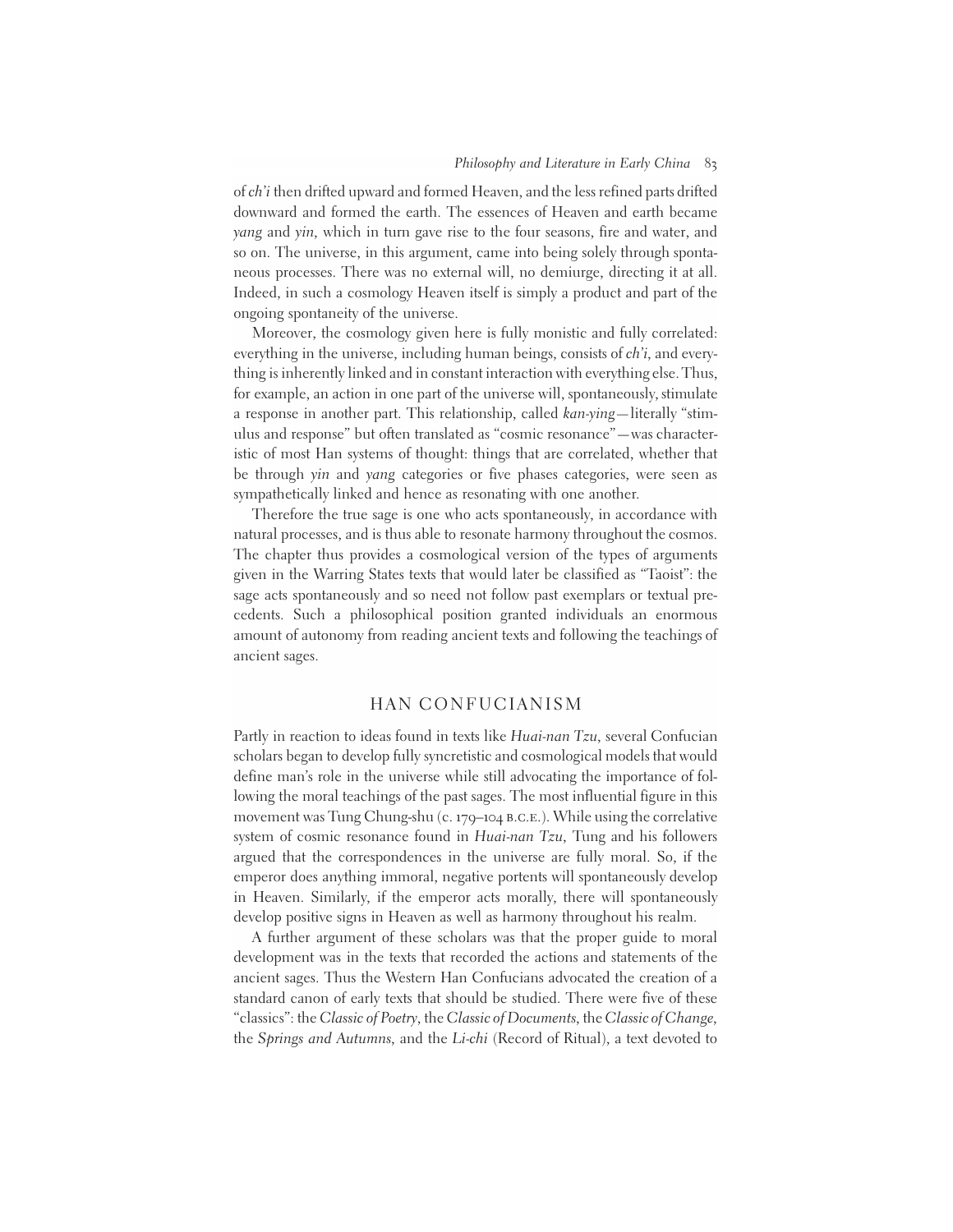of *ch'i* then drifted upward and formed Heaven, and the less refined parts drifted downward and formed the earth. The essences of Heaven and earth became *yang* and *yin*, which in turn gave rise to the four seasons, fire and water, and so on. The universe, in this argument, came into being solely through spontaneous processes. There was no external will, no demiurge, directing it at all. Indeed, in such a cosmology Heaven itself is simply a product and part of the ongoing spontaneity of the universe.

Moreover, the cosmology given here is fully monistic and fully correlated: everything in the universe, including human beings, consists of *ch'i*, and everything is inherently linked and in constant interaction with everything else. Thus, for example, an action in one part of the universe will, spontaneously, stimulate a response in another part. This relationship, called *kan-ying*—literally "stimulus and response" but often translated as "cosmic resonance"—was characteristic of most Han systems of thought: things that are correlated, whether that be through *yin* and *yang* categories or five phases categories, were seen as sympathetically linked and hence as resonating with one another.

Therefore the true sage is one who acts spontaneously, in accordance with natural processes, and is thus able to resonate harmony throughout the cosmos. The chapter thus provides a cosmological version of the types of arguments given in the Warring States texts that would later be classified as "Taoist": the sage acts spontaneously and so need not follow past exemplars or textual precedents. Such a philosophical position granted individuals an enormous amount of autonomy from reading ancient texts and following the teachings of ancient sages.

## HAN CONFUCIANISM

Partly in reaction to ideas found in texts like *Huai-nan Tzu*, several Confucian scholars began to develop fully syncretistic and cosmological models that would define man's role in the universe while still advocating the importance of following the moral teachings of the past sages. The most influential figure in this movement was Tung Chung-shu (c. 179–104 B.C.E.). While using the correlative system of cosmic resonance found in *Huai-nan Tzu*, Tung and his followers argued that the correspondences in the universe are fully moral. So, if the emperor does anything immoral, negative portents will spontaneously develop in Heaven. Similarly, if the emperor acts morally, there will spontaneously develop positive signs in Heaven as well as harmony throughout his realm.

A further argument of these scholars was that the proper guide to moral development was in the texts that recorded the actions and statements of the ancient sages. Thus the Western Han Confucians advocated the creation of a standard canon of early texts that should be studied. There were five of these "classics": the *Classic of Poetry*, the *Classic of Documents*, the *Classic of Change*, the *Springs and Autumns*, and the *Li-chi* (Record of Ritual), a text devoted to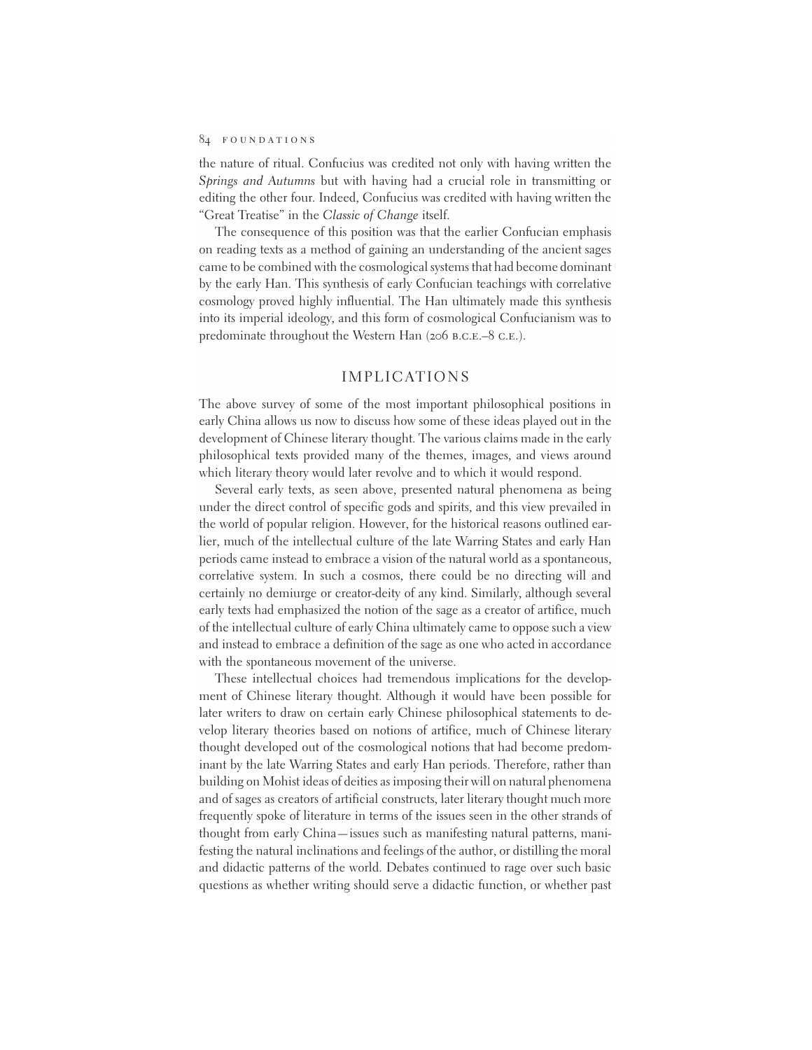the nature of ritual. Confucius was credited not only with having written the *Springs and Autumns* but with having had a crucial role in transmitting or editing the other four. Indeed, Confucius was credited with having written the "Great Treatise" in the *Classic of Change* itself.

The consequence of this position was that the earlier Confucian emphasis on reading texts as a method of gaining an understanding of the ancient sages came to be combined with the cosmological systems that had become dominant by the early Han. This synthesis of early Confucian teachings with correlative cosmology proved highly influential. The Han ultimately made this synthesis into its imperial ideology, and this form of cosmological Confucianism was to predominate throughout the Western Han (206 B.C.E.–8 C.E.).

## IMPLICATIONS

The above survey of some of the most important philosophical positions in early China allows us now to discuss how some of these ideas played out in the development of Chinese literary thought. The various claims made in the early philosophical texts provided many of the themes, images, and views around which literary theory would later revolve and to which it would respond.

Several early texts, as seen above, presented natural phenomena as being under the direct control of specific gods and spirits, and this view prevailed in the world of popular religion. However, for the historical reasons outlined earlier, much of the intellectual culture of the late Warring States and early Han periods came instead to embrace a vision of the natural world as a spontaneous, correlative system. In such a cosmos, there could be no directing will and certainly no demiurge or creator-deity of any kind. Similarly, although several early texts had emphasized the notion of the sage as a creator of artifice, much of the intellectual culture of early China ultimately came to oppose such a view and instead to embrace a definition of the sage as one who acted in accordance with the spontaneous movement of the universe.

These intellectual choices had tremendous implications for the development of Chinese literary thought. Although it would have been possible for later writers to draw on certain early Chinese philosophical statements to develop literary theories based on notions of artifice, much of Chinese literary thought developed out of the cosmological notions that had become predominant by the late Warring States and early Han periods. Therefore, rather than building on Mohist ideas of deities as imposing their will on natural phenomena and of sages as creators of artificial constructs, later literary thought much more frequently spoke of literature in terms of the issues seen in the other strands of thought from early China—issues such as manifesting natural patterns, manifesting the natural inclinations and feelings of the author, or distilling the moral and didactic patterns of the world. Debates continued to rage over such basic questions as whether writing should serve a didactic function, or whether past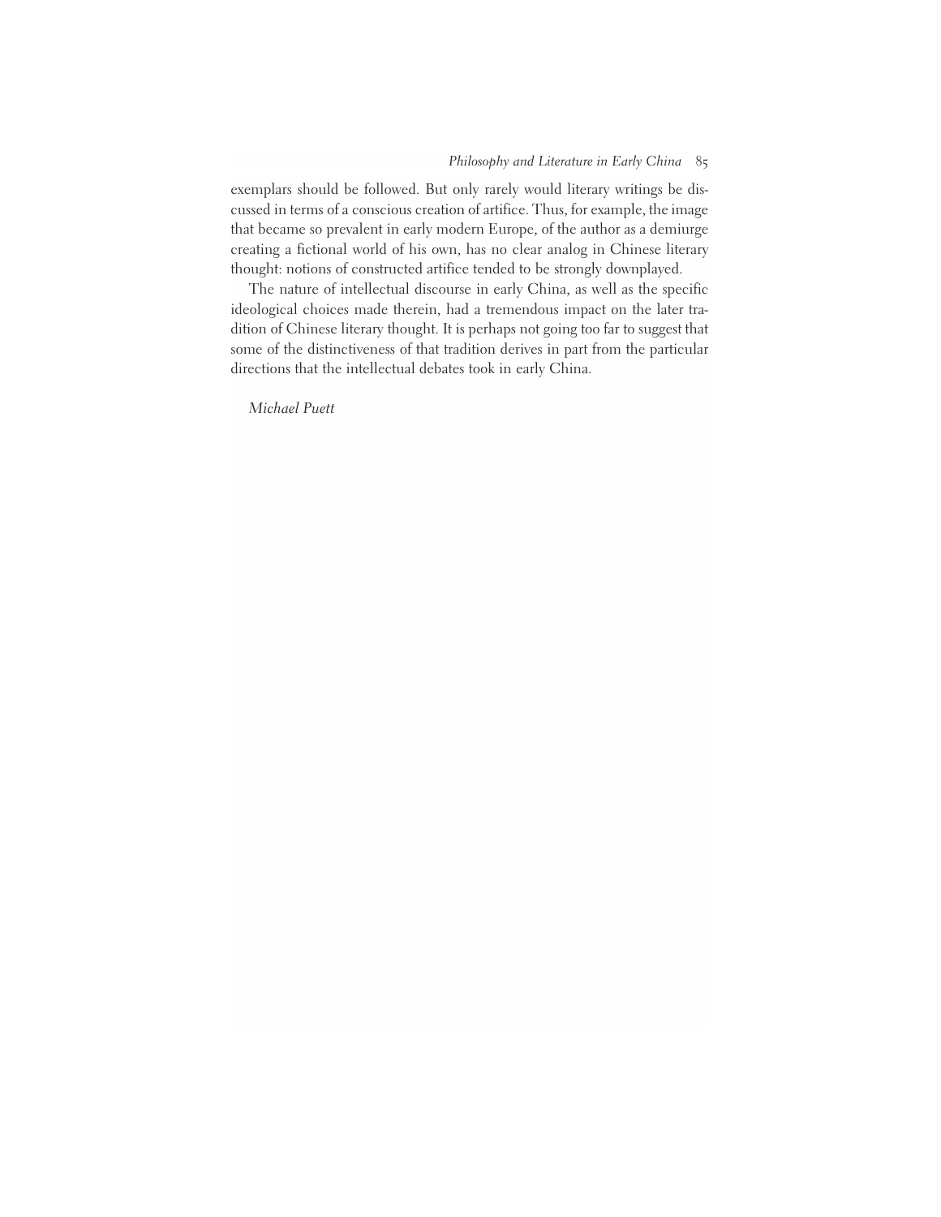exemplars should be followed. But only rarely would literary writings be discussed in terms of a conscious creation of artifice. Thus, for example, the image that became so prevalent in early modern Europe, of the author as a demiurge creating a fictional world of his own, has no clear analog in Chinese literary thought: notions of constructed artifice tended to be strongly downplayed.

The nature of intellectual discourse in early China, as well as the specific ideological choices made therein, had a tremendous impact on the later tradition of Chinese literary thought. It is perhaps not going too far to suggest that some of the distinctiveness of that tradition derives in part from the particular directions that the intellectual debates took in early China.

*Michael Puett*